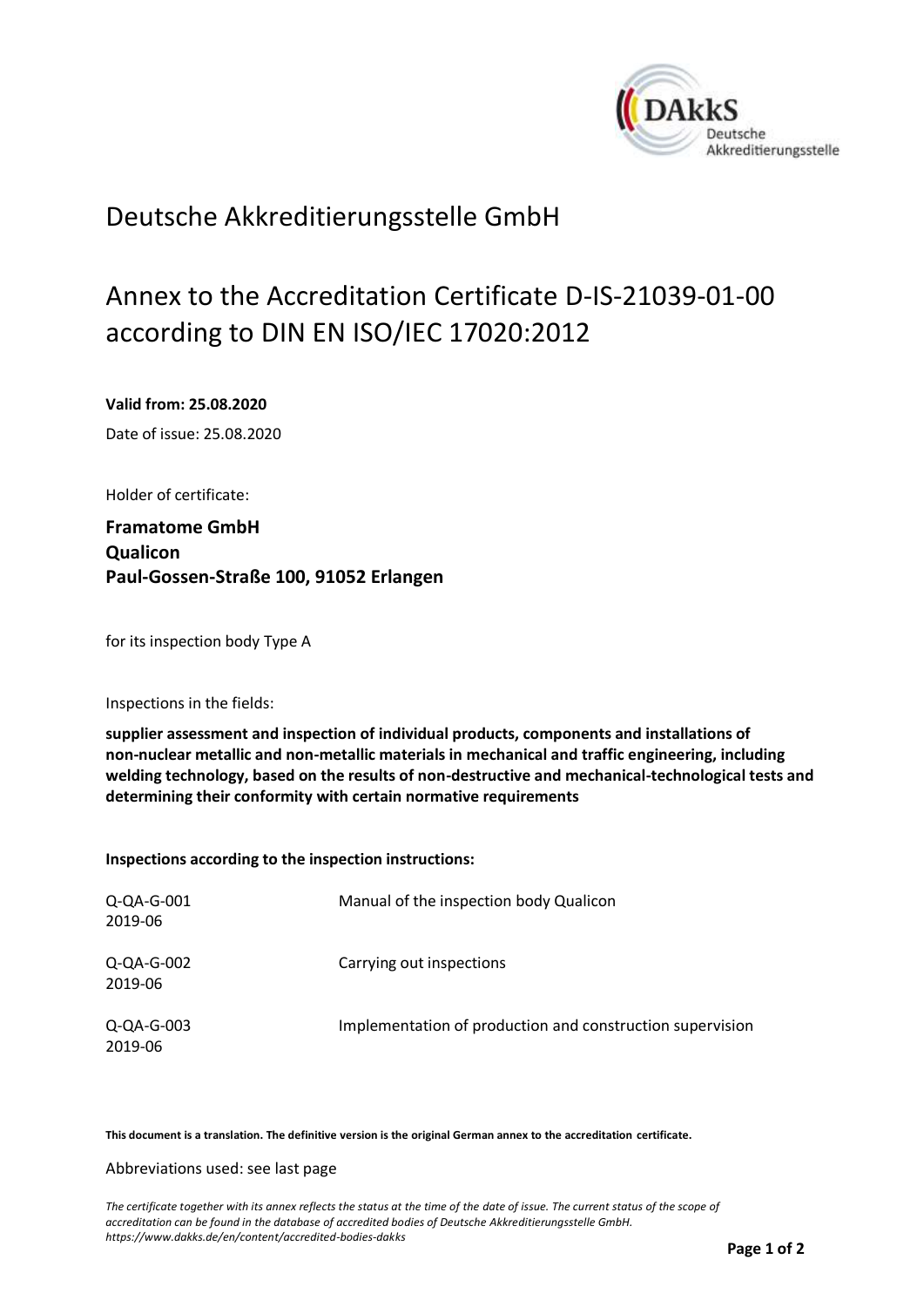# Deutsche Akkreditierungsstelle GmbH

## Annex to the Accreditation Certificate D-IS-21039-01-00 according to DIN EN ISO/IEC 17020:2012

**Valid from: 25.08.2020**

Date of issue: 25.08.2020

Holder of certificate:

**Framatome GmbH**
**Qualicon**
**Paul-Gossen-Straße 100, 91052 Erlangen**

for its inspection body Type A

Inspections in the fields:

**supplier assessment and inspection of individual products, components and installations of non-nuclear metallic and non-metallic materials in mechanical and traffic engineering, including welding technology, based on the results of non-destructive and mechanical-technological tests and determining their conformity with certain normative requirements**

**Inspections according to the inspection instructions:**

| | |
|---|---|
| Q-QA-G-001 2019-06 | Manual of the inspection body Qualicon |
| Q-QA-G-002 2019-06 | Carrying out inspections |
| Q-QA-G-003 2019-06 | Implementation of production and construction supervision |

**This document is a translation. The definitive version is the original German annex to the accreditation certificate.**

Abbreviations used: see last page

*The certificate together with its annex reflects the status at the time of the date of issue. The current status of the scope of accreditation can be found in the database of accredited bodies of Deutsche Akkreditierungsstelle GmbH. https://www.dakks.de/en/content/accredited-bodies-dakks*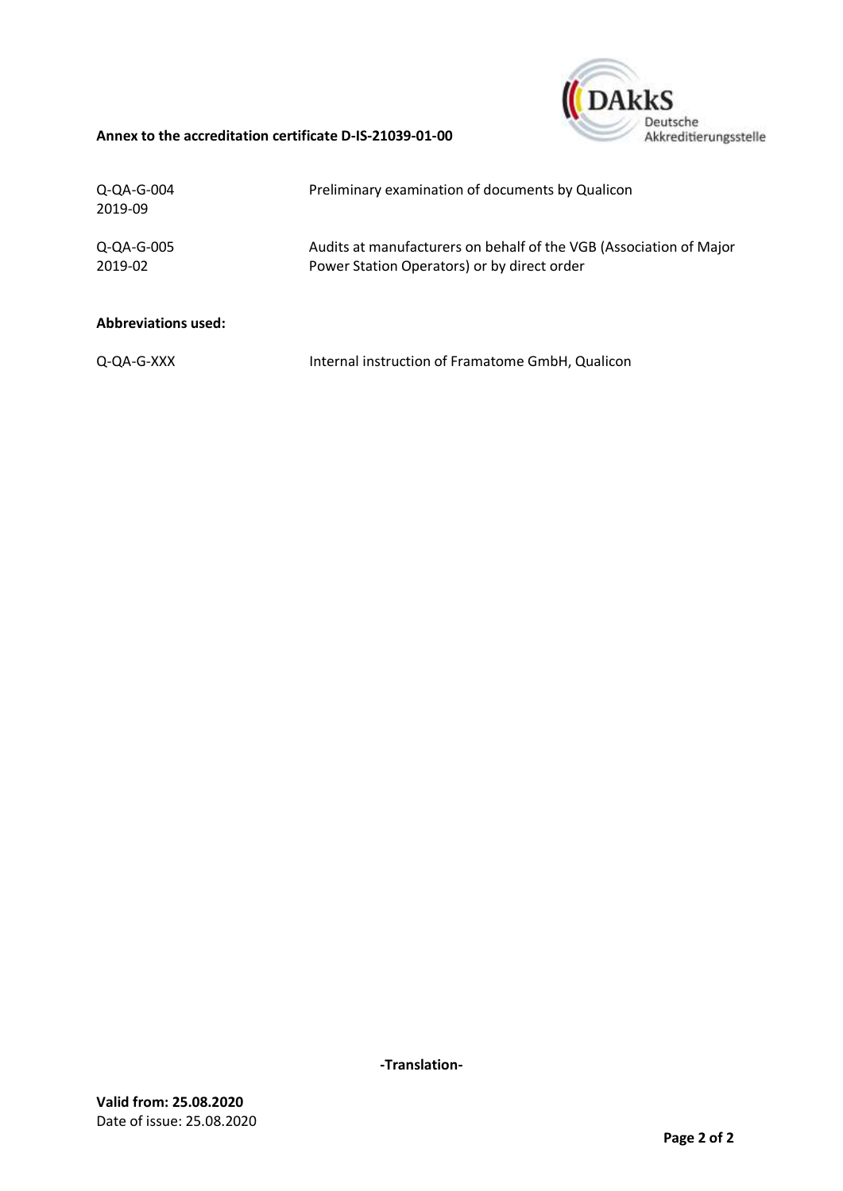| | |
|---|---|
| Q-QA-G-004<br>2019-09 | Preliminary examination of documents by Qualicon |
| Q-QA-G-005<br>2019-02 | Audits at manufacturers on behalf of the VGB (Association of Major Power Station Operators) or by direct order |

**Abbreviations used:**

| | |
|---|---|
| Q-QA-G-XXX | Internal instruction of Framatome GmbH, Qualicon |

-Translation-

**Valid from: 25.08.2020**
Date of issue: 25.08.2020